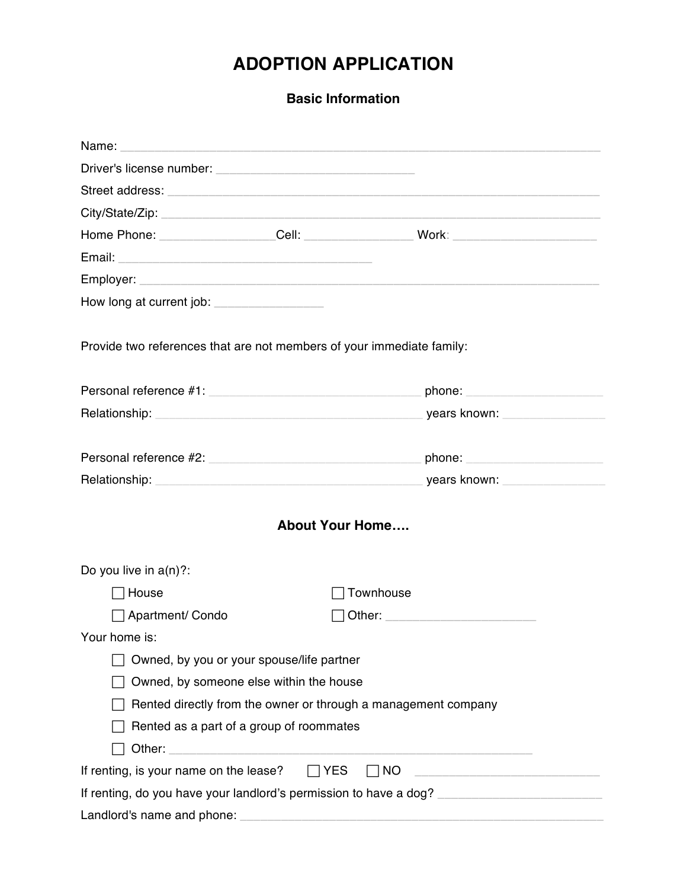# ADOPTION APPLICATION

## Basic Information

Name: ______________________________________________________________________

Driver's license number: _____________________________

Street address: _________________________________________________________________

City/State/Zip: _________________________________________________________________

Home Phone: ________________ Cell: ________________ Work: _____________________

Email: _____________________________________

Employer: ______________________________________________________________________

How long at current job: ________________

Provide two references that are not members of your immediate family:

Personal reference #1: _______________________________ phone: ____________________

Relationship: _______________________________________ years known: _______________

Personal reference #2: _______________________________ phone: ____________________

Relationship: _______________________________________ years known: _______________

## About Your Home….

Do you live in a(n)?:

- ☐ House
- ☐ Townhouse
- ☐ Apartment/ Condo
- ☐ Other: ______________________

Your home is:

- ☐ Owned, by you or your spouse/life partner
- ☐ Owned, by someone else within the house
- ☐ Rented directly from the owner or through a management company
- ☐ Rented as a part of a group of roommates
- ☐ Other: _____________________________________________________

If renting, is your name on the lease? ☐ YES ☐ NO ___________________________

If renting, do you have your landlord's permission to have a dog? ________________________

Landlord's name and phone: _____________________________________________________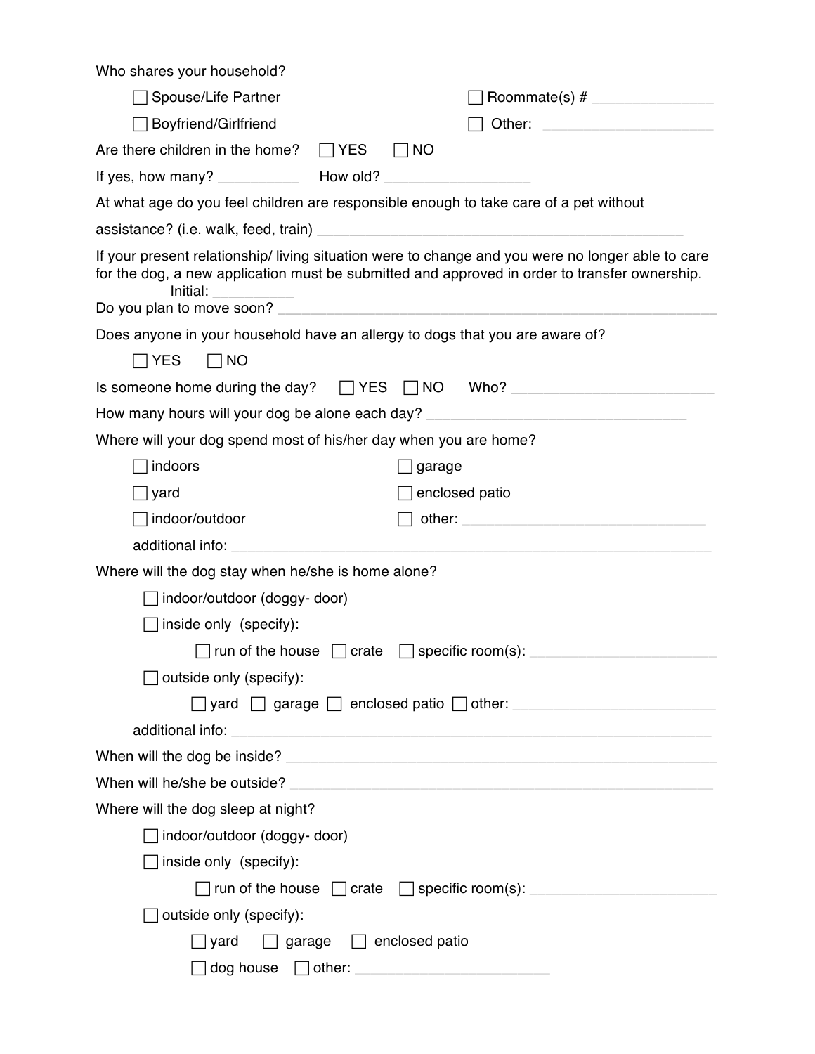Who shares your household?

- ☐ Spouse/Life Partner
- ☐ Roommate(s) # ______________
- ☐ Boyfriend/Girlfriend
- ☐ Other: ____________________

Are there children in the home? ☐ YES ☐ NO

If yes, how many? __________ How old? ________________

At what age do you feel children are responsible enough to take care of a pet without assistance? (i.e. walk, feed, train) ____________________________________________

If your present relationship/ living situation were to change and you were no longer able to care for the dog, a new application must be submitted and approved in order to transfer ownership.
Initial: __________

Do you plan to move soon? ____________________________________________________

Does anyone in your household have an allergy to dogs that you are aware of?

☐ YES ☐ NO

Is someone home during the day? ☐ YES ☐ NO Who? ________________________

How many hours will your dog be alone each day? ______________________________

Where will your dog spend most of his/her day when you are home?

- ☐ indoors
- ☐ garage
- ☐ yard
- ☐ enclosed patio
- ☐ indoor/outdoor
- ☐ other: ______________________________

additional info: ______________________________________________________________

Where will the dog stay when he/she is home alone?

- ☐ indoor/outdoor (doggy- door)
- ☐ inside only (specify):
  - ☐ run of the house ☐ crate ☐ specific room(s): ______________________
- ☐ outside only (specify):
  - ☐ yard ☐ garage ☐ enclosed patio ☐ other: ______________________

additional info: ______________________________________________________________

When will the dog be inside? ____________________________________________________

When will he/she be outside? ____________________________________________________

Where will the dog sleep at night?

- ☐ indoor/outdoor (doggy- door)
- ☐ inside only (specify):
  - ☐ run of the house ☐ crate ☐ specific room(s): ______________________
- ☐ outside only (specify):
  - ☐ yard ☐ garage ☐ enclosed patio
  - ☐ dog house ☐ other: ______________________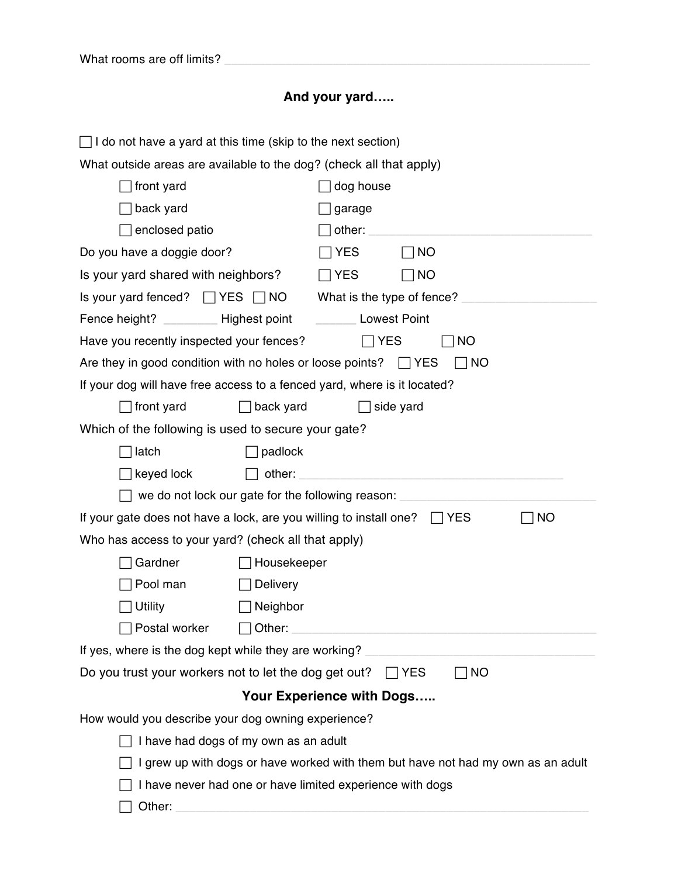What rooms are off limits? ______________________________________________

## And your yard…..

☐ I do not have a yard at this time (skip to the next section)

What outside areas are available to the dog? (check all that apply)

☐ front yard ☐ dog house

☐ back yard ☐ garage

☐ enclosed patio ☐ other: ______________________________

Do you have a doggie door? ☐ YES ☐ NO

Is your yard shared with neighbors? ☐ YES ☐ NO

Is your yard fenced? ☐ YES ☐ NO What is the type of fence? ________________

Fence height? ________ Highest point ______ Lowest Point

Have you recently inspected your fences? ☐ YES ☐ NO

Are they in good condition with no holes or loose points? ☐ YES ☐ NO

If your dog will have free access to a fenced yard, where is it located?

☐ front yard ☐ back yard ☐ side yard

Which of the following is used to secure your gate?

☐ latch ☐ padlock

☐ keyed lock ☐ other: ________________________________

☐ we do not lock our gate for the following reason: ________________________

If your gate does not have a lock, are you willing to install one? ☐ YES ☐ NO

Who has access to your yard? (check all that apply)

☐ Gardner ☐ Housekeeper

☐ Pool man ☐ Delivery

☐ Utility ☐ Neighbor

☐ Postal worker ☐ Other: ________________________________

If yes, where is the dog kept while they are working? ______________________________

Do you trust your workers not to let the dog get out? ☐ YES ☐ NO

## Your Experience with Dogs…..

How would you describe your dog owning experience?

☐ I have had dogs of my own as an adult

☐ I grew up with dogs or have worked with them but have not had my own as an adult

☐ I have never had one or have limited experience with dogs

☐ Other: ______________________________________________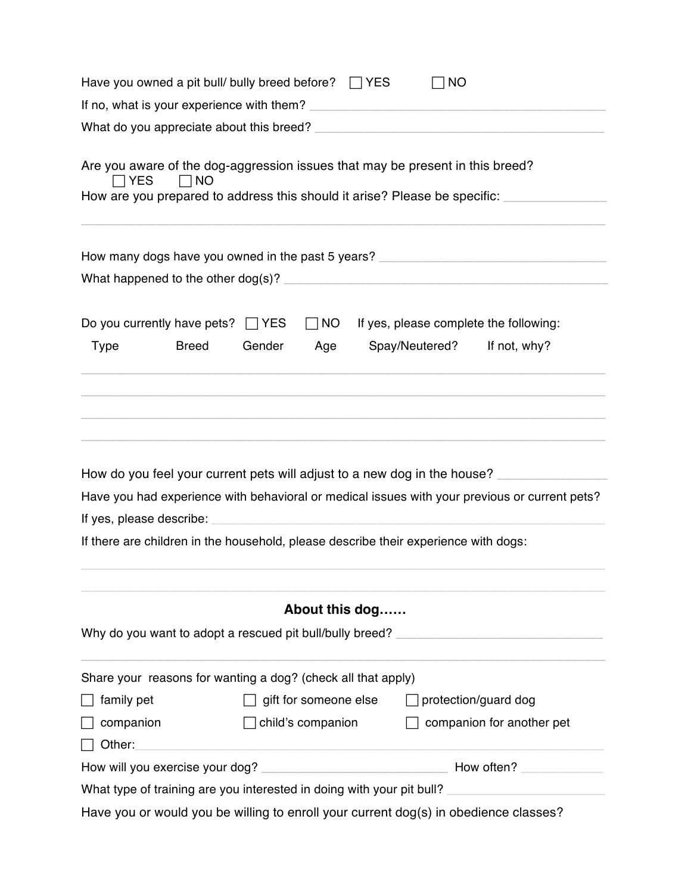Have you owned a pit bull/ bully breed before? ☐ YES ☐ NO

If no, what is your experience with them? ___________________________________________

What do you appreciate about this breed? ___________________________________________

Are you aware of the dog-aggression issues that may be present in this breed?
☐ YES ☐ NO

How are you prepared to address this should it arise? Please be specific: _______________

_____________________________________________________________________________

How many dogs have you owned in the past 5 years? __________________________________

What happened to the other dog(s)? _______________________________________________

Do you currently have pets? ☐ YES ☐ NO If yes, please complete the following:

| Type | Breed | Gender | Age | Spay/Neutered? | If not, why? |
| --- | --- | --- | --- | --- | --- |
| | | | | | |
| | | | | | |
| | | | | | |
| | | | | | |

How do you feel your current pets will adjust to a new dog in the house? _______________

Have you had experience with behavioral or medical issues with your previous or current pets?

If yes, please describe: _________________________________________________________

If there are children in the household, please describe their experience with dogs:

_____________________________________________________________________________

_____________________________________________________________________________

## About this dog……

Why do you want to adopt a rescued pit bull/bully breed? ______________________________

_____________________________________________________________________________

Share your reasons for wanting a dog? (check all that apply)

☐ family pet ☐ gift for someone else ☐ protection/guard dog

☐ companion ☐ child's companion ☐ companion for another pet

☐ Other: ______________________________________________________________________

How will you exercise your dog? ___________________________ How often? _____________

What type of training are you interested in doing with your pit bull? _____________________

Have you or would you be willing to enroll your current dog(s) in obedience classes?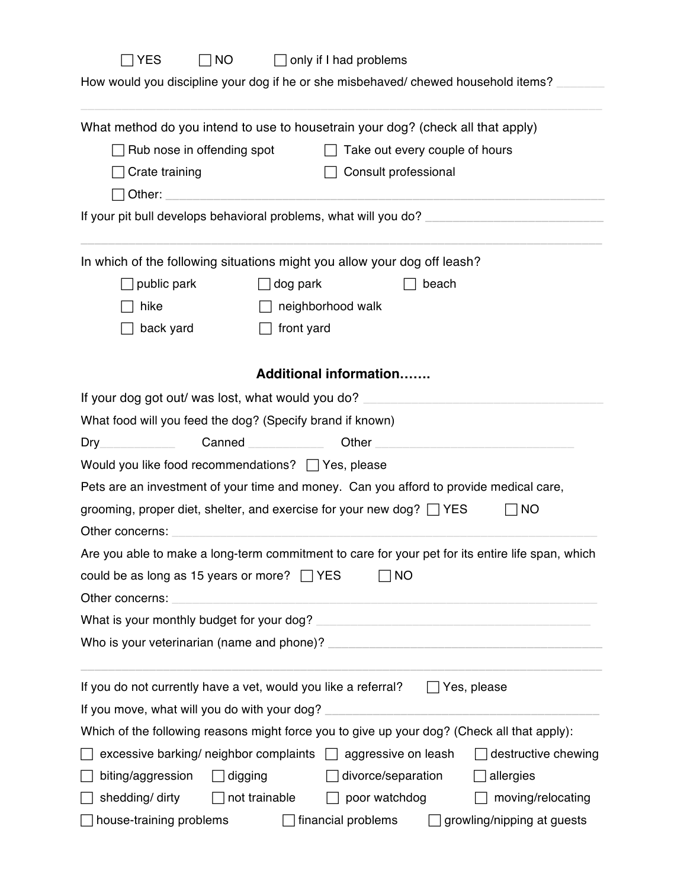☐ YES ☐ NO ☐ only if I had problems

How would you discipline your dog if he or she misbehaved/ chewed household items? ________

________________________________________________________________________________

What method do you intend to use to housetrain your dog? (check all that apply)

☐ Rub nose in offending spot ☐ Take out every couple of hours

☐ Crate training ☐ Consult professional

☐ Other: ________________________________________________________________

If your pit bull develops behavioral problems, what will you do? ________________________

________________________________________________________________________________

In which of the following situations might you allow your dog off leash?

☐ public park ☐ dog park ☐ beach

☐ hike ☐ neighborhood walk

☐ back yard ☐ front yard

## Additional information…….

If your dog got out/ was lost, what would you do? ______________________________

What food will you feed the dog? (Specify brand if known)

Dry__________ Canned __________ Other ______________________________

Would you like food recommendations? ☐ Yes, please

Pets are an investment of your time and money. Can you afford to provide medical care, grooming, proper diet, shelter, and exercise for your new dog? ☐ YES ☐ NO

Other concerns: ________________________________________________________________

Are you able to make a long-term commitment to care for your pet for its entire life span, which could be as long as 15 years or more? ☐ YES ☐ NO

Other concerns: ________________________________________________________________

What is your monthly budget for your dog? ______________________________________

Who is your veterinarian (name and phone)? ______________________________________

________________________________________________________________________________

If you do not currently have a vet, would you like a referral? ☐ Yes, please

If you move, what will you do with your dog? ______________________________________

Which of the following reasons might force you to give up your dog? (Check all that apply):

☐ excessive barking/ neighbor complaints ☐ aggressive on leash ☐ destructive chewing

☐ biting/aggression ☐ digging ☐ divorce/separation ☐ allergies

☐ shedding/ dirty ☐ not trainable ☐ poor watchdog ☐ moving/relocating

☐ house-training problems ☐ financial problems ☐ growling/nipping at guests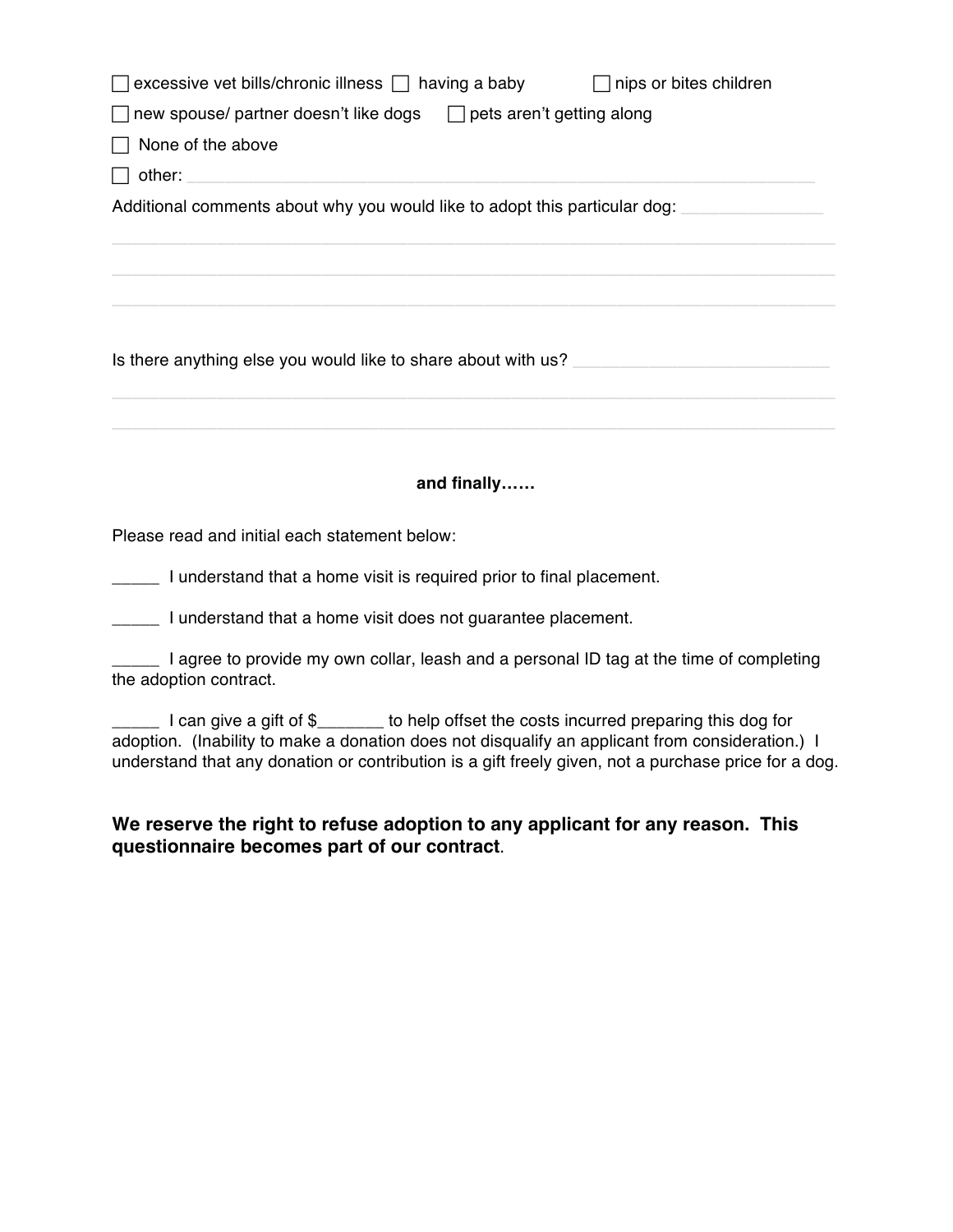☐ excessive vet bills/chronic illness ☐ having a baby ☐ nips or bites children

☐ new spouse/ partner doesn't like dogs ☐ pets aren't getting along

☐ None of the above

☐ other: ___________________________________________________________________

Additional comments about why you would like to adopt this particular dog: _______________

_____________________________________________________________________________

_____________________________________________________________________________

_____________________________________________________________________________

Is there anything else you would like to share about with us? ____________________________

_____________________________________________________________________________

_____________________________________________________________________________

**and finally……**

Please read and initial each statement below:

_____ I understand that a home visit is required prior to final placement.

_____ I understand that a home visit does not guarantee placement.

_____ I agree to provide my own collar, leash and a personal ID tag at the time of completing the adoption contract.

_____ I can give a gift of $_______ to help offset the costs incurred preparing this dog for adoption. (Inability to make a donation does not disqualify an applicant from consideration.) I understand that any donation or contribution is a gift freely given, not a purchase price for a dog.

**We reserve the right to refuse adoption to any applicant for any reason. This questionnaire becomes part of our contract**.